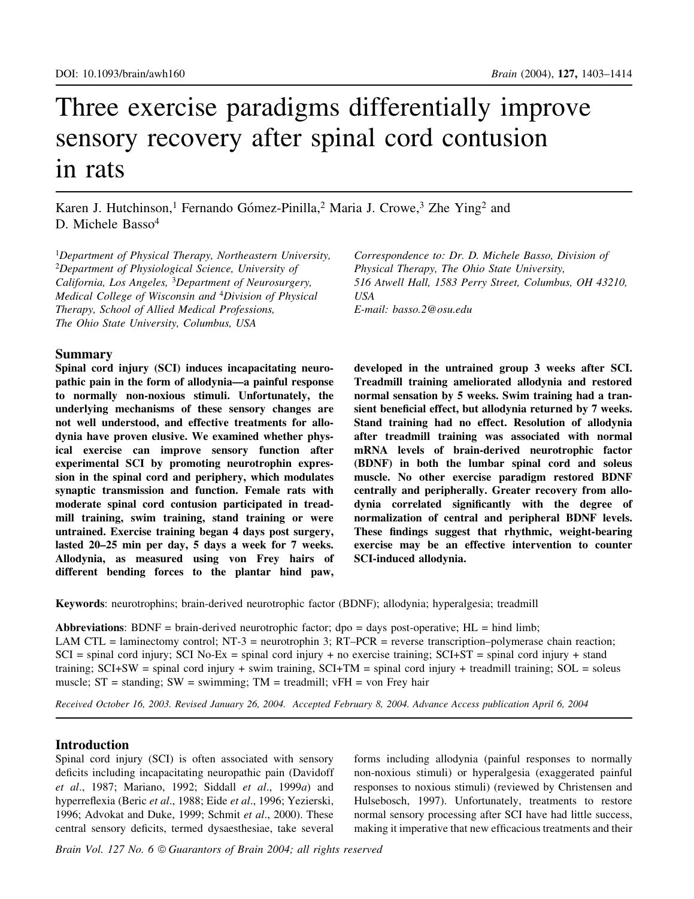# Three exercise paradigms differentially improve sensory recovery after spinal cord contusion in rats

Karen J. Hutchinson,[1] Fernando Gómez-Pinilla,[2] Maria J. Crowe,[3] Zhe Ying[2] and D. Michele Basso[4]

[1]*Department of Physical Therapy, Northeastern University,* [2]*Department of Physiological Science, University of California, Los Angeles,* [3]*Department of Neurosurgery, Medical College of Wisconsin and* [4]*Division of Physical Therapy, School of Allied Medical Professions, The Ohio State University, Columbus, USA*

*Correspondence to: Dr. D. Michele Basso, Division of Physical Therapy, The Ohio State University, 516 Atwell Hall, 1583 Perry Street, Columbus, OH 43210, USA*
*E-mail: basso.2@osu.edu*

## Summary

**Spinal cord injury (SCI) induces incapacitating neuropathic pain in the form of allodynia—a painful response to normally non-noxious stimuli. Unfortunately, the underlying mechanisms of these sensory changes are not well understood, and effective treatments for allodynia have proven elusive. We examined whether physical exercise can improve sensory function after experimental SCI by promoting neurotrophin expression in the spinal cord and periphery, which modulates synaptic transmission and function. Female rats with moderate spinal cord contusion participated in treadmill training, swim training, stand training or were untrained. Exercise training began 4 days post surgery, lasted 20–25 min per day, 5 days a week for 7 weeks. Allodynia, as measured using von Frey hairs of different bending forces to the plantar hind paw, developed in the untrained group 3 weeks after SCI. Treadmill training ameliorated allodynia and restored normal sensation by 5 weeks. Swim training had a transient beneficial effect, but allodynia returned by 7 weeks. Stand training had no effect. Resolution of allodynia after treadmill training was associated with normal mRNA levels of brain-derived neurotrophic factor (BDNF) in both the lumbar spinal cord and soleus muscle. No other exercise paradigm restored BDNF centrally and peripherally. Greater recovery from allodynia correlated significantly with the degree of normalization of central and peripheral BDNF levels. These findings suggest that rhythmic, weight-bearing exercise may be an effective intervention to counter SCI-induced allodynia.**

**Keywords**: neurotrophins; brain-derived neurotrophic factor (BDNF); allodynia; hyperalgesia; treadmill

**Abbreviations**: BDNF = brain-derived neurotrophic factor; dpo = days post-operative; HL = hind limb; LAM CTL = laminectomy control; NT-3 = neurotrophin 3; RT–PCR = reverse transcription–polymerase chain reaction; SCI = spinal cord injury; SCI No-Ex = spinal cord injury + no exercise training; SCI+ST = spinal cord injury + stand training; SCI+SW = spinal cord injury + swim training, SCI+TM = spinal cord injury + treadmill training; SOL = soleus muscle; ST = standing; SW = swimming; TM = treadmill; vFH = von Frey hair

*Received October 16, 2003. Revised January 26, 2004. Accepted February 8, 2004. Advance Access publication April 6, 2004*

## Introduction

Spinal cord injury (SCI) is often associated with sensory deficits including incapacitating neuropathic pain (Davidoff *et al*., 1987; Mariano, 1992; Siddall *et al*., 1999*a*) and hyperreflexia (Beric *et al*., 1988; Eide *et al*., 1996; Yezierski, 1996; Advokat and Duke, 1999; Schmit *et al*., 2000). These central sensory deficits, termed dysaesthesiae, take several forms including allodynia (painful responses to normally non-noxious stimuli) or hyperalgesia (exaggerated painful responses to noxious stimuli) (reviewed by Christensen and Hulsebosch, 1997). Unfortunately, treatments to restore normal sensory processing after SCI have had little success, making it imperative that new efficacious treatments and their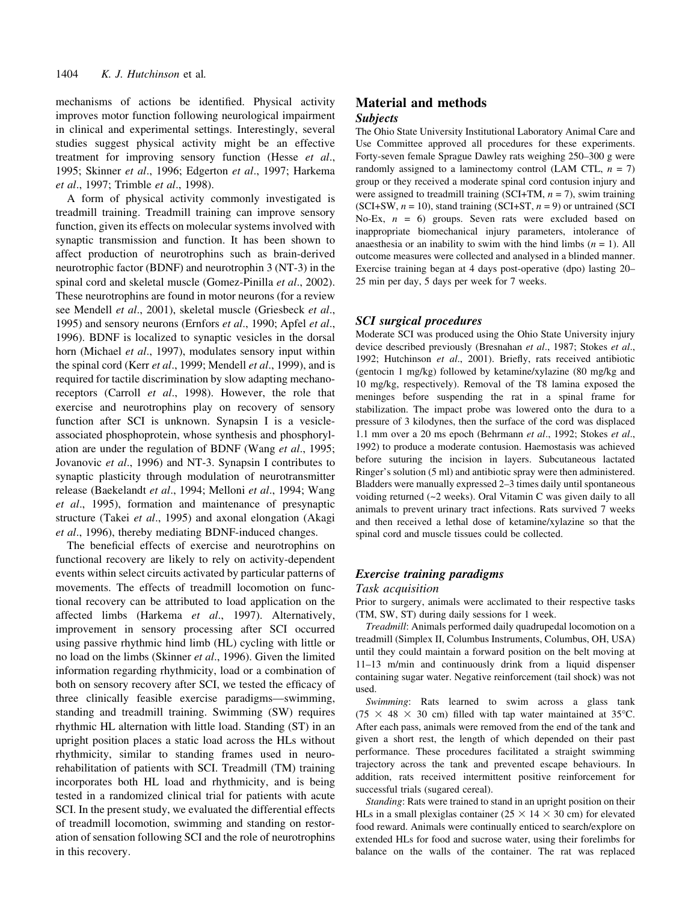mechanisms of actions be identified. Physical activity improves motor function following neurological impairment in clinical and experimental settings. Interestingly, several studies suggest physical activity might be an effective treatment for improving sensory function (Hesse *et al*., 1995; Skinner *et al*., 1996; Edgerton *et al*., 1997; Harkema *et al*., 1997; Trimble *et al*., 1998).

A form of physical activity commonly investigated is treadmill training. Treadmill training can improve sensory function, given its effects on molecular systems involved with synaptic transmission and function. It has been shown to affect production of neurotrophins such as brain-derived neurotrophic factor (BDNF) and neurotrophin 3 (NT-3) in the spinal cord and skeletal muscle (Gomez-Pinilla *et al*., 2002). These neurotrophins are found in motor neurons (for a review see Mendell *et al*., 2001), skeletal muscle (Griesbeck *et al*., 1995) and sensory neurons (Ernfors *et al*., 1990; Apfel *et al*., 1996). BDNF is localized to synaptic vesicles in the dorsal horn (Michael *et al*., 1997), modulates sensory input within the spinal cord (Kerr *et al*., 1999; Mendell *et al*., 1999), and is required for tactile discrimination by slow adapting mechanoreceptors (Carroll *et al*., 1998). However, the role that exercise and neurotrophins play on recovery of sensory function after SCI is unknown. Synapsin I is a vesicle-associated phosphoprotein, whose synthesis and phosphorylation are under the regulation of BDNF (Wang *et al*., 1995; Jovanovic *et al*., 1996) and NT-3. Synapsin I contributes to synaptic plasticity through modulation of neurotransmitter release (Baekelandt *et al*., 1994; Melloni *et al*., 1994; Wang *et al*., 1995), formation and maintenance of presynaptic structure (Takei *et al*., 1995) and axonal elongation (Akagi *et al*., 1996), thereby mediating BDNF-induced changes.

The beneficial effects of exercise and neurotrophins on functional recovery are likely to rely on activity-dependent events within select circuits activated by particular patterns of movements. The effects of treadmill locomotion on functional recovery can be attributed to load application on the affected limbs (Harkema *et al*., 1997). Alternatively, improvement in sensory processing after SCI occurred using passive rhythmic hind limb (HL) cycling with little or no load on the limbs (Skinner *et al*., 1996). Given the limited information regarding rhythmicity, load or a combination of both on sensory recovery after SCI, we tested the efficacy of three clinically feasible exercise paradigms—swimming, standing and treadmill training. Swimming (SW) requires rhythmic HL alternation with little load. Standing (ST) in an upright position places a static load across the HLs without rhythmicity, similar to standing frames used in neurorehabilitation of patients with SCI. Treadmill (TM) training incorporates both HL load and rhythmicity, and is being tested in a randomized clinical trial for patients with acute SCI. In the present study, we evaluated the differential effects of treadmill locomotion, swimming and standing on restoration of sensation following SCI and the role of neurotrophins in this recovery.

## Material and methods

### Subjects

The Ohio State University Institutional Laboratory Animal Care and Use Committee approved all procedures for these experiments. Forty-seven female Sprague Dawley rats weighing 250–300 g were randomly assigned to a laminectomy control (LAM CTL, $n = 7$) group or they received a moderate spinal cord contusion injury and were assigned to treadmill training (SCI+TM, $n = 7$), swim training (SCI+SW, $n = 10$), stand training (SCI+ST, $n = 9$) or untrained (SCI No-Ex, $n = 6$) groups. Seven rats were excluded based on inappropriate biomechanical injury parameters, intolerance of anaesthesia or an inability to swim with the hind limbs ($n = 1$). All outcome measures were collected and analysed in a blinded manner. Exercise training began at 4 days post-operative (dpo) lasting 20–25 min per day, 5 days per week for 7 weeks.

### SCI surgical procedures

Moderate SCI was produced using the Ohio State University injury device described previously (Bresnahan *et al*., 1987; Stokes *et al*., 1992; Hutchinson *et al*., 2001). Briefly, rats received antibiotic (gentocin 1 mg/kg) followed by ketamine/xylazine (80 mg/kg and 10 mg/kg, respectively). Removal of the T8 lamina exposed the meninges before suspending the rat in a spinal frame for stabilization. The impact probe was lowered onto the dura to a pressure of 3 kilodynes, then the surface of the cord was displaced 1.1 mm over a 20 ms epoch (Behrmann *et al*., 1992; Stokes *et al*., 1992) to produce a moderate contusion. Haemostasis was achieved before suturing the incision in layers. Subcutaneous lactated Ringer's solution (5 ml) and antibiotic spray were then administered. Bladders were manually expressed 2–3 times daily until spontaneous voiding returned (~2 weeks). Oral Vitamin C was given daily to all animals to prevent urinary tract infections. Rats survived 7 weeks and then received a lethal dose of ketamine/xylazine so that the spinal cord and muscle tissues could be collected.

### Exercise training paradigms

#### Task acquisition

Prior to surgery, animals were acclimated to their respective tasks (TM, SW, ST) during daily sessions for 1 week.

*Treadmill*: Animals performed daily quadrupedal locomotion on a treadmill (Simplex II, Columbus Instruments, Columbus, OH, USA) until they could maintain a forward position on the belt moving at 11–13 m/min and continuously drink from a liquid dispenser containing sugar water. Negative reinforcement (tail shock) was not used.

*Swimming*: Rats learned to swim across a glass tank ($75 \times 48 \times 30$ cm) filled with tap water maintained at 35°C. After each pass, animals were removed from the end of the tank and given a short rest, the length of which depended on their past performance. These procedures facilitated a straight swimming trajectory across the tank and prevented escape behaviours. In addition, rats received intermittent positive reinforcement for successful trials (sugared cereal).

*Standing*: Rats were trained to stand in an upright position on their HLs in a small plexiglas container ($25 \times 14 \times 30$ cm) for elevated food reward. Animals were continually enticed to search/explore on extended HLs for food and sucrose water, using their forelimbs for balance on the walls of the container. The rat was replaced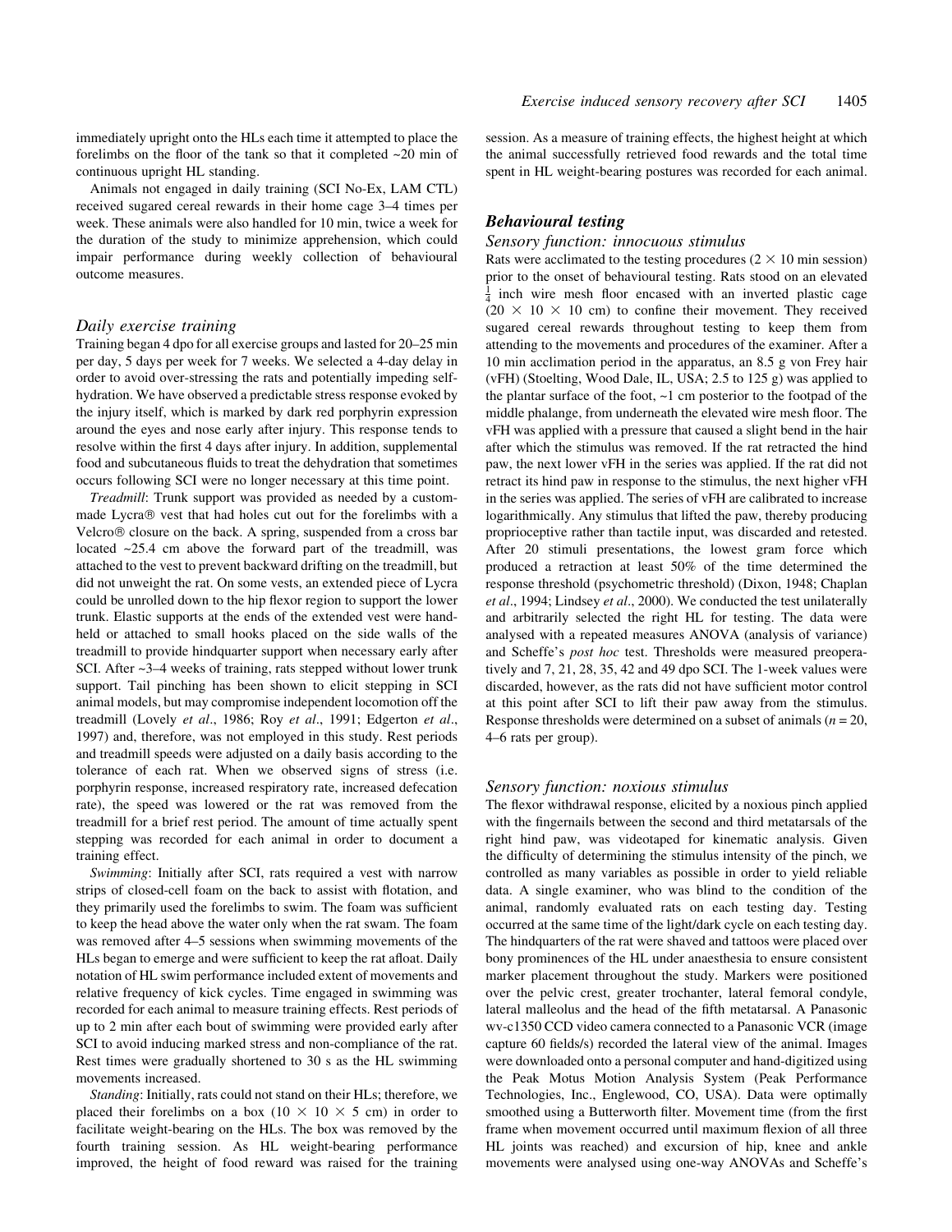immediately upright onto the HLs each time it attempted to place the forelimbs on the floor of the tank so that it completed ~20 min of continuous upright HL standing.

Animals not engaged in daily training (SCI No-Ex, LAM CTL) received sugared cereal rewards in their home cage 3–4 times per week. These animals were also handled for 10 min, twice a week for the duration of the study to minimize apprehension, which could impair performance during weekly collection of behavioural outcome measures.

### *Daily exercise training*

Training began 4 dpo for all exercise groups and lasted for 20–25 min per day, 5 days per week for 7 weeks. We selected a 4-day delay in order to avoid over-stressing the rats and potentially impeding self-hydration. We have observed a predictable stress response evoked by the injury itself, which is marked by dark red porphyrin expression around the eyes and nose early after injury. This response tends to resolve within the first 4 days after injury. In addition, supplemental food and subcutaneous fluids to treat the dehydration that sometimes occurs following SCI were no longer necessary at this time point.

*Treadmill*: Trunk support was provided as needed by a custom-made Lycra® vest that had holes cut out for the forelimbs with a Velcro® closure on the back. A spring, suspended from a cross bar located ~25.4 cm above the forward part of the treadmill, was attached to the vest to prevent backward drifting on the treadmill, but did not unweight the rat. On some vests, an extended piece of Lycra could be unrolled down to the hip flexor region to support the lower trunk. Elastic supports at the ends of the extended vest were hand-held or attached to small hooks placed on the side walls of the treadmill to provide hindquarter support when necessary early after SCI. After ~3–4 weeks of training, rats stepped without lower trunk support. Tail pinching has been shown to elicit stepping in SCI animal models, but may compromise independent locomotion off the treadmill (Lovely *et al*., 1986; Roy *et al*., 1991; Edgerton *et al*., 1997) and, therefore, was not employed in this study. Rest periods and treadmill speeds were adjusted on a daily basis according to the tolerance of each rat. When we observed signs of stress (i.e. porphyrin response, increased respiratory rate, increased defecation rate), the speed was lowered or the rat was removed from the treadmill for a brief rest period. The amount of time actually spent stepping was recorded for each animal in order to document a training effect.

*Swimming*: Initially after SCI, rats required a vest with narrow strips of closed-cell foam on the back to assist with flotation, and they primarily used the forelimbs to swim. The foam was sufficient to keep the head above the water only when the rat swam. The foam was removed after 4–5 sessions when swimming movements of the HLs began to emerge and were sufficient to keep the rat afloat. Daily notation of HL swim performance included extent of movements and relative frequency of kick cycles. Time engaged in swimming was recorded for each animal to measure training effects. Rest periods of up to 2 min after each bout of swimming were provided early after SCI to avoid inducing marked stress and non-compliance of the rat. Rest times were gradually shortened to 30 s as the HL swimming movements increased.

*Standing*: Initially, rats could not stand on their HLs; therefore, we placed their forelimbs on a box (10 × 10 × 5 cm) in order to facilitate weight-bearing on the HLs. The box was removed by the fourth training session. As HL weight-bearing performance improved, the height of food reward was raised for the training session. As a measure of training effects, the highest height at which the animal successfully retrieved food rewards and the total time spent in HL weight-bearing postures was recorded for each animal.

## *Behavioural testing*

### *Sensory function: innocuous stimulus*

Rats were acclimated to the testing procedures (2 × 10 min session) prior to the onset of behavioural testing. Rats stood on an elevated $\frac{1}{4}$ inch wire mesh floor encased with an inverted plastic cage (20 × 10 × 10 cm) to confine their movement. They received sugared cereal rewards throughout testing to keep them from attending to the movements and procedures of the examiner. After a 10 min acclimation period in the apparatus, an 8.5 g von Frey hair (vFH) (Stoelting, Wood Dale, IL, USA; 2.5 to 125 g) was applied to the plantar surface of the foot, ~1 cm posterior to the footpad of the middle phalange, from underneath the elevated wire mesh floor. The vFH was applied with a pressure that caused a slight bend in the hair after which the stimulus was removed. If the rat retracted the hind paw, the next lower vFH in the series was applied. If the rat did not retract its hind paw in response to the stimulus, the next higher vFH in the series was applied. The series of vFH are calibrated to increase logarithmically. Any stimulus that lifted the paw, thereby producing proprioceptive rather than tactile input, was discarded and retested. After 20 stimuli presentations, the lowest gram force which produced a retraction at least 50% of the time determined the response threshold (psychometric threshold) (Dixon, 1948; Chaplan *et al*., 1994; Lindsey *et al*., 2000). We conducted the test unilaterally and arbitrarily selected the right HL for testing. The data were analysed with a repeated measures ANOVA (analysis of variance) and Scheffe's *post hoc* test. Thresholds were measured preoperatively and 7, 21, 28, 35, 42 and 49 dpo SCI. The 1-week values were discarded, however, as the rats did not have sufficient motor control at this point after SCI to lift their paw away from the stimulus. Response thresholds were determined on a subset of animals ($n = 20$, 4–6 rats per group).

### *Sensory function: noxious stimulus*

The flexor withdrawal response, elicited by a noxious pinch applied with the fingernails between the second and third metatarsals of the right hind paw, was videotaped for kinematic analysis. Given the difficulty of determining the stimulus intensity of the pinch, we controlled as many variables as possible in order to yield reliable data. A single examiner, who was blind to the condition of the animal, randomly evaluated rats on each testing day. Testing occurred at the same time of the light/dark cycle on each testing day. The hindquarters of the rat were shaved and tattoos were placed over bony prominences of the HL under anaesthesia to ensure consistent marker placement throughout the study. Markers were positioned over the pelvic crest, greater trochanter, lateral femoral condyle, lateral malleolus and the head of the fifth metatarsal. A Panasonic wv-c1350 CCD video camera connected to a Panasonic VCR (image capture 60 fields/s) recorded the lateral view of the animal. Images were downloaded onto a personal computer and hand-digitized using the Peak Motus Motion Analysis System (Peak Performance Technologies, Inc., Englewood, CO, USA). Data were optimally smoothed using a Butterworth filter. Movement time (from the first frame when movement occurred until maximum flexion of all three HL joints was reached) and excursion of hip, knee and ankle movements were analysed using one-way ANOVAs and Scheffe's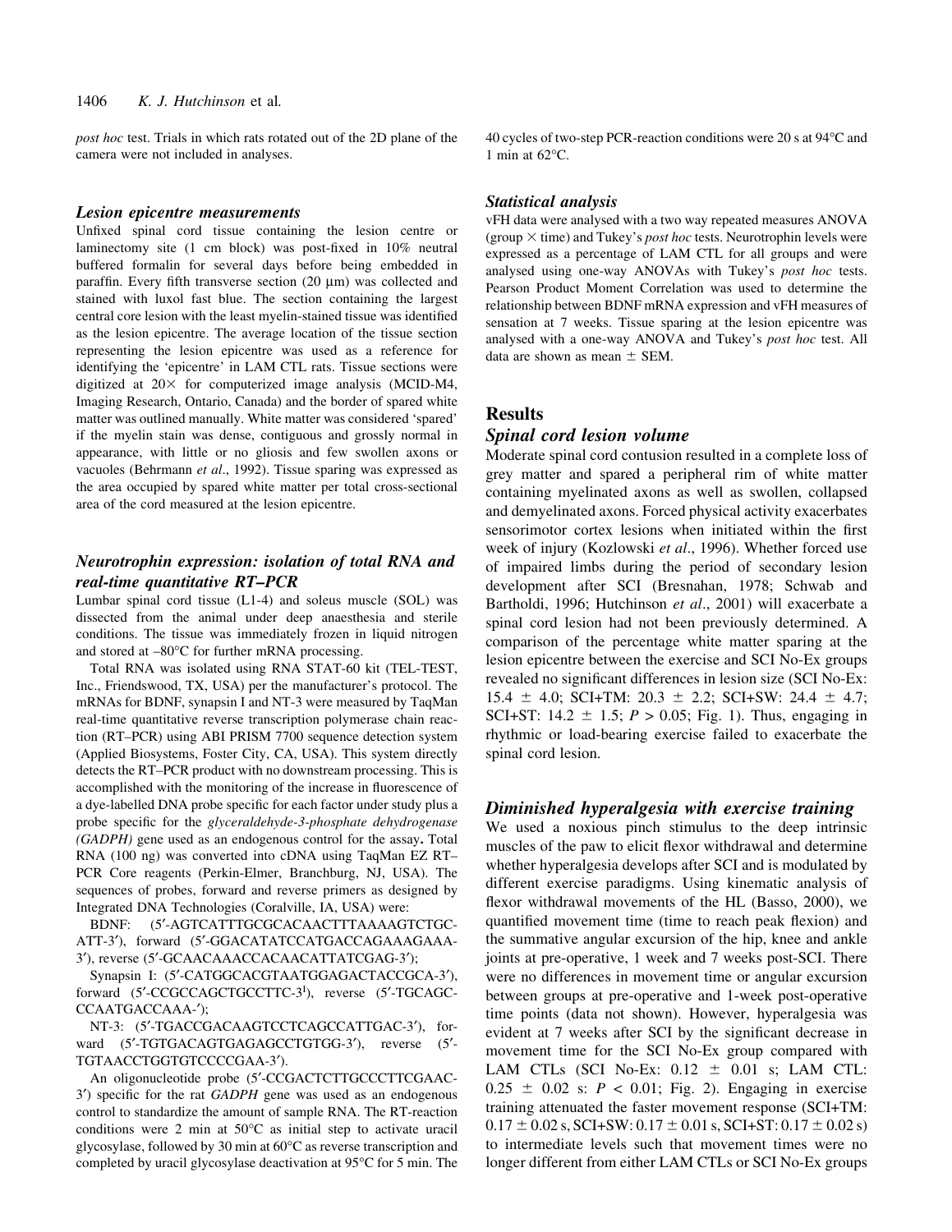*post hoc* test. Trials in which rats rotated out of the 2D plane of the camera were not included in analyses.

### Lesion epicentre measurements

Unfixed spinal cord tissue containing the lesion centre or laminectomy site (1 cm block) was post-fixed in 10% neutral buffered formalin for several days before being embedded in paraffin. Every fifth transverse section (20 μm) was collected and stained with luxol fast blue. The section containing the largest central core lesion with the least myelin-stained tissue was identified as the lesion epicentre. The average location of the tissue section representing the lesion epicentre was used as a reference for identifying the 'epicentre' in LAM CTL rats. Tissue sections were digitized at 20× for computerized image analysis (MCID-M4, Imaging Research, Ontario, Canada) and the border of spared white matter was outlined manually. White matter was considered 'spared' if the myelin stain was dense, contiguous and grossly normal in appearance, with little or no gliosis and few swollen axons or vacuoles (Behrmann *et al*., 1992). Tissue sparing was expressed as the area occupied by spared white matter per total cross-sectional area of the cord measured at the lesion epicentre.

### Neurotrophin expression: isolation of total RNA and real-time quantitative RT–PCR

Lumbar spinal cord tissue (L1-4) and soleus muscle (SOL) was dissected from the animal under deep anaesthesia and sterile conditions. The tissue was immediately frozen in liquid nitrogen and stored at –80°C for further mRNA processing.

Total RNA was isolated using RNA STAT-60 kit (TEL-TEST, Inc., Friendswood, TX, USA) per the manufacturer's protocol. The mRNAs for BDNF, synapsin I and NT-3 were measured by TaqMan real-time quantitative reverse transcription polymerase chain reaction (RT–PCR) using ABI PRISM 7700 sequence detection system (Applied Biosystems, Foster City, CA, USA). This system directly detects the RT–PCR product with no downstream processing. This is accomplished with the monitoring of the increase in fluorescence of a dye-labelled DNA probe specific for each factor under study plus a probe specific for the *glyceraldehyde-3-phosphate dehydrogenase (GADPH)* gene used as an endogenous control for the assay**.** Total RNA (100 ng) was converted into cDNA using TaqMan EZ RT–PCR Core reagents (Perkin-Elmer, Branchburg, NJ, USA). The sequences of probes, forward and reverse primers as designed by Integrated DNA Technologies (Coralville, IA, USA) were:

BDNF: (5′-AGTCATTTGCGCACAACTTTAAAAGTCTGC-ATT-3′), forward (5′-GGACATATCCATGACCAGAAAGAAA-3′), reverse (5′-GCAACAAACCACAACATTATCGAG-3′);

Synapsin I: (5′-CATGGCACGTAATGGAGACTACCGCA-3′), forward (5′-CCGCCAGCTGCCTTC-3ˡ), reverse (5′-TGCAGC-CCAATGACCAAA-′);

NT-3: (5′-TGACCGACAAGTCCTCAGCCATTGAC-3′), forward (5′-TGTGACAGTGAGAGCCTGTGG-3′), reverse (5′-TGTAACCTGGTGTCCCCGAA-3′).

An oligonucleotide probe (5′-CCGACTCTTGCCCTTCGAAC-3′) specific for the rat *GADPH* gene was used as an endogenous control to standardize the amount of sample RNA. The RT-reaction conditions were 2 min at 50°C as initial step to activate uracil glycosylase, followed by 30 min at 60°C as reverse transcription and completed by uracil glycosylase deactivation at 95°C for 5 min. The 40 cycles of two-step PCR-reaction conditions were 20 s at 94°C and 1 min at 62°C.

### Statistical analysis

vFH data were analysed with a two way repeated measures ANOVA (group × time) and Tukey's *post hoc* tests. Neurotrophin levels were expressed as a percentage of LAM CTL for all groups and were analysed using one-way ANOVAs with Tukey's *post hoc* tests. Pearson Product Moment Correlation was used to determine the relationship between BDNF mRNA expression and vFH measures of sensation at 7 weeks. Tissue sparing at the lesion epicentre was analysed with a one-way ANOVA and Tukey's *post hoc* test. All data are shown as mean ± SEM.

## Results

### Spinal cord lesion volume

Moderate spinal cord contusion resulted in a complete loss of grey matter and spared a peripheral rim of white matter containing myelinated axons as well as swollen, collapsed and demyelinated axons. Forced physical activity exacerbates sensorimotor cortex lesions when initiated within the first week of injury (Kozlowski *et al*., 1996). Whether forced use of impaired limbs during the period of secondary lesion development after SCI (Bresnahan, 1978; Schwab and Bartholdi, 1996; Hutchinson *et al*., 2001) will exacerbate a spinal cord lesion had not been previously determined. A comparison of the percentage white matter sparing at the lesion epicentre between the exercise and SCI No-Ex groups revealed no significant differences in lesion size (SCI No-Ex: 15.4 ± 4.0; SCI+TM: 20.3 ± 2.2; SCI+SW: 24.4 ± 4.7; SCI+ST: 14.2 ± 1.5; $P > 0.05$; Fig. 1). Thus, engaging in rhythmic or load-bearing exercise failed to exacerbate the spinal cord lesion.

### Diminished hyperalgesia with exercise training

We used a noxious pinch stimulus to the deep intrinsic muscles of the paw to elicit flexor withdrawal and determine whether hyperalgesia develops after SCI and is modulated by different exercise paradigms. Using kinematic analysis of flexor withdrawal movements of the HL (Basso, 2000), we quantified movement time (time to reach peak flexion) and the summative angular excursion of the hip, knee and ankle joints at pre-operative, 1 week and 7 weeks post-SCI. There were no differences in movement time or angular excursion between groups at pre-operative and 1-week post-operative time points (data not shown). However, hyperalgesia was evident at 7 weeks after SCI by the significant decrease in movement time for the SCI No-Ex group compared with LAM CTLs (SCI No-Ex: 0.12 ± 0.01 s; LAM CTL: 0.25 ± 0.02 s: $P < 0.01$; Fig. 2). Engaging in exercise training attenuated the faster movement response (SCI+TM: 0.17 ± 0.02 s, SCI+SW: 0.17 ± 0.01 s, SCI+ST: 0.17 ± 0.02 s) to intermediate levels such that movement times were no longer different from either LAM CTLs or SCI No-Ex groups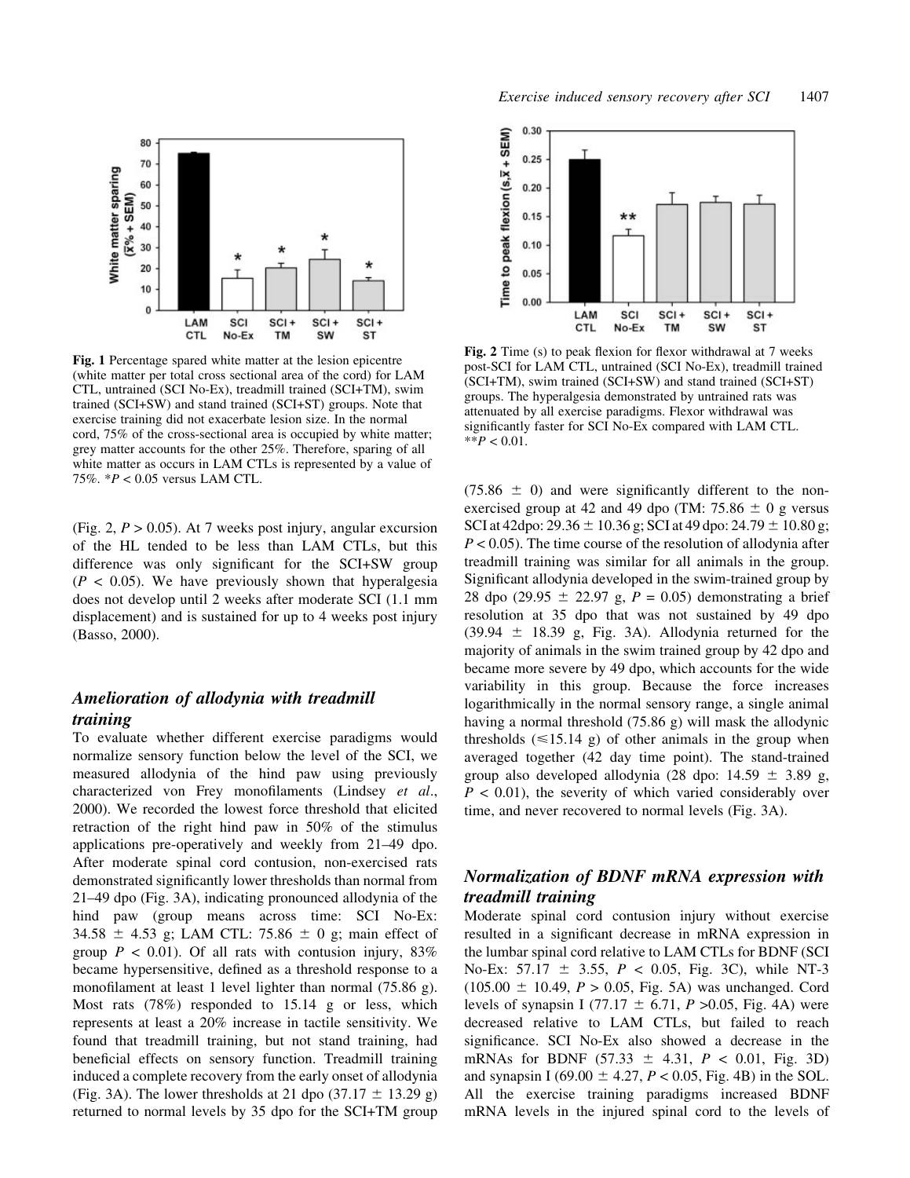Fig. 1 Percentage spared white matter at the lesion epicentre (white matter per total cross sectional area of the cord) for LAM CTL, untrained (SCI No-Ex), treadmill trained (SCI+TM), swim trained (SCI+SW) and stand trained (SCI+ST) groups. Note that exercise training did not exacerbate lesion size. In the normal cord, 75% of the cross-sectional area is occupied by white matter; grey matter accounts for the other 25%. Therefore, sparing of all white matter as occurs in LAM CTLs is represented by a value of 75%. *$P < 0.05$ versus LAM CTL.

Fig. 2 Time (s) to peak flexion for flexor withdrawal at 7 weeks post-SCI for LAM CTL, untrained (SCI No-Ex), treadmill trained (SCI+TM), swim trained (SCI+SW) and stand trained (SCI+ST) groups. The hyperalgesia demonstrated by untrained rats was attenuated by all exercise paradigms. Flexor withdrawal was significantly faster for SCI No-Ex compared with LAM CTL. **$P < 0.01$.

(Fig. 2, $P > 0.05$). At 7 weeks post injury, angular excursion of the HL tended to be less than LAM CTLs, but this difference was only significant for the SCI+SW group ($P < 0.05$). We have previously shown that hyperalgesia does not develop until 2 weeks after moderate SCI (1.1 mm displacement) and is sustained for up to 4 weeks post injury (Basso, 2000).

## *Amelioration of allodynia with treadmill training*

To evaluate whether different exercise paradigms would normalize sensory function below the level of the SCI, we measured allodynia of the hind paw using previously characterized von Frey monofilaments (Lindsey *et al*., 2000). We recorded the lowest force threshold that elicited retraction of the right hind paw in 50% of the stimulus applications pre-operatively and weekly from 21–49 dpo. After moderate spinal cord contusion, non-exercised rats demonstrated significantly lower thresholds than normal from 21–49 dpo (Fig. 3A), indicating pronounced allodynia of the hind paw (group means across time: SCI No-Ex: $34.58 \pm 4.53$ g; LAM CTL: $75.86 \pm 0$ g; main effect of group $P < 0.01$). Of all rats with contusion injury, 83% became hypersensitive, defined as a threshold response to a monofilament at least 1 level lighter than normal (75.86 g). Most rats (78%) responded to 15.14 g or less, which represents at least a 20% increase in tactile sensitivity. We found that treadmill training, but not stand training, had beneficial effects on sensory function. Treadmill training induced a complete recovery from the early onset of allodynia (Fig. 3A). The lower thresholds at 21 dpo ($37.17 \pm 13.29$ g) returned to normal levels by 35 dpo for the SCI+TM group ($75.86 \pm 0$) and were significantly different to the non-exercised group at 42 and 49 dpo (TM: $75.86 \pm 0$ g versus SCI at 42dpo: $29.36 \pm 10.36$ g; SCI at 49 dpo: $24.79 \pm 10.80$ g; $P < 0.05$). The time course of the resolution of allodynia after treadmill training was similar for all animals in the group. Significant allodynia developed in the swim-trained group by 28 dpo ($29.95 \pm 22.97$ g, $P = 0.05$) demonstrating a brief resolution at 35 dpo that was not sustained by 49 dpo ($39.94 \pm 18.39$ g, Fig. 3A). Allodynia returned for the majority of animals in the swim trained group by 42 dpo and became more severe by 49 dpo, which accounts for the wide variability in this group. Because the force increases logarithmically in the normal sensory range, a single animal having a normal threshold (75.86 g) will mask the allodynic thresholds ($\leq 15.14$ g) of other animals in the group when averaged together (42 day time point). The stand-trained group also developed allodynia (28 dpo: $14.59 \pm 3.89$ g, $P < 0.01$), the severity of which varied considerably over time, and never recovered to normal levels (Fig. 3A).

## *Normalization of BDNF mRNA expression with treadmill training*

Moderate spinal cord contusion injury without exercise resulted in a significant decrease in mRNA expression in the lumbar spinal cord relative to LAM CTLs for BDNF (SCI No-Ex: $57.17 \pm 3.55$, $P < 0.05$, Fig. 3C), while NT-3 ($105.00 \pm 10.49$, $P > 0.05$, Fig. 5A) was unchanged. Cord levels of synapsin I ($77.17 \pm 6.71$, $P > 0.05$, Fig. 4A) were decreased relative to LAM CTLs, but failed to reach significance. SCI No-Ex also showed a decrease in the mRNAs for BDNF ($57.33 \pm 4.31$, $P < 0.01$, Fig. 3D) and synapsin I ($69.00 \pm 4.27$, $P < 0.05$, Fig. 4B) in the SOL. All the exercise training paradigms increased BDNF mRNA levels in the injured spinal cord to the levels of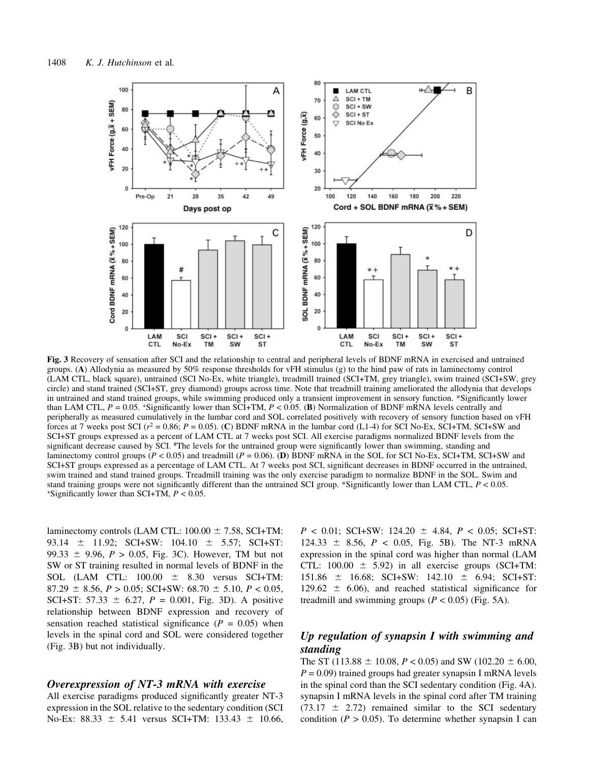**Fig. 3** Recovery of sensation after SCI and the relationship to central and peripheral levels of BDNF mRNA in exercised and untrained groups. (**A**) Allodynia as measured by 50% response thresholds for vFH stimulus (g) to the hind paw of rats in laminectomy control (LAM CTL, black square), untrained (SCI No-Ex, white triangle), treadmill trained (SCI+TM, grey triangle), swim trained (SCI+SW, grey circle) and stand trained (SCI+ST, grey diamond) groups across time. Note that treadmill training ameliorated the allodynia that develops in untrained and stand trained groups, while swimming produced only a transient improvement in sensory function. *Significantly lower than LAM CTL, $P = 0.05$. +Significantly lower than SCI+TM, $P < 0.05$. (**B**) Normalization of BDNF mRNA levels centrally and peripherally as measured cumulatively in the lumbar cord and SOL correlated positively with recovery of sensory function based on vFH forces at 7 weeks post SCI ($r^2 = 0.86$; $P = 0.05$). (**C**) BDNF mRNA in the lumbar cord (L1-4) for SCI No-Ex, SCI+TM, SCI+SW and SCI+ST groups expressed as a percent of LAM CTL at 7 weeks post SCI. All exercise paradigms normalized BDNF levels from the significant decrease caused by SCI. #The levels for the untrained group were significantly lower than swimming, standing and laminectomy control groups ($P < 0.05$) and treadmill ($P = 0.06$). (**D**) BDNF mRNA in the SOL for SCI No-Ex, SCI+TM, SCI+SW and SCI+ST groups expressed as a percentage of LAM CTL. At 7 weeks post SCI, significant decreases in BDNF occurred in the untrained, swim trained and stand trained groups. Treadmill training was the only exercise paradigm to normalize BDNF in the SOL. Swim and stand training groups were not significantly different than the untrained SCI group. *Significantly lower than LAM CTL, $P < 0.05$. +Significantly lower than SCI+TM, $P < 0.05$.

laminectomy controls (LAM CTL: 100.00 ± 7.58, SCI+TM: 93.14 ± 11.92; SCI+SW: 104.10 ± 5.57; SCI+ST: 99.33 ± 9.96, $P > 0.05$, Fig. 3C). However, TM but not SW or ST training resulted in normal levels of BDNF in the SOL (LAM CTL: 100.00 ± 8.30 versus SCI+TM: 87.29 ± 8.56, $P > 0.05$; SCI+SW: 68.70 ± 5.10, $P < 0.05$, SCI+ST: 57.33 ± 6.27, $P = 0.001$, Fig. 3D). A positive relationship between BDNF expression and recovery of sensation reached statistical significance ($P = 0.05$) when levels in the spinal cord and SOL were considered together (Fig. 3B) but not individually.

### *Overexpression of NT-3 mRNA with exercise*

All exercise paradigms produced significantly greater NT-3 expression in the SOL relative to the sedentary condition (SCI No-Ex: 88.33 ± 5.41 versus SCI+TM: 133.43 ± 10.66, $P < 0.01$; SCI+SW: 124.20 ± 4.84, $P < 0.05$; SCI+ST: 124.33 ± 8.56, $P < 0.05$, Fig. 5B). The NT-3 mRNA expression in the spinal cord was higher than normal (LAM CTL: 100.00 ± 5.92) in all exercise groups (SCI+TM: 151.86 ± 16.68; SCI+SW: 142.10 ± 6.94; SCI+ST: 129.62 ± 6.06), and reached statistical significance for treadmill and swimming groups ($P < 0.05$) (Fig. 5A).

### *Up regulation of synapsin I with swimming and standing*

The ST (113.88 ± 10.08, $P < 0.05$) and SW (102.20 ± 6.00, $P = 0.09$) trained groups had greater synapsin I mRNA levels in the spinal cord than the SCI sedentary condition (Fig. 4A). synapsin I mRNA levels in the spinal cord after TM training (73.17 ± 2.72) remained similar to the SCI sedentary condition ($P > 0.05$). To determine whether synapsin I can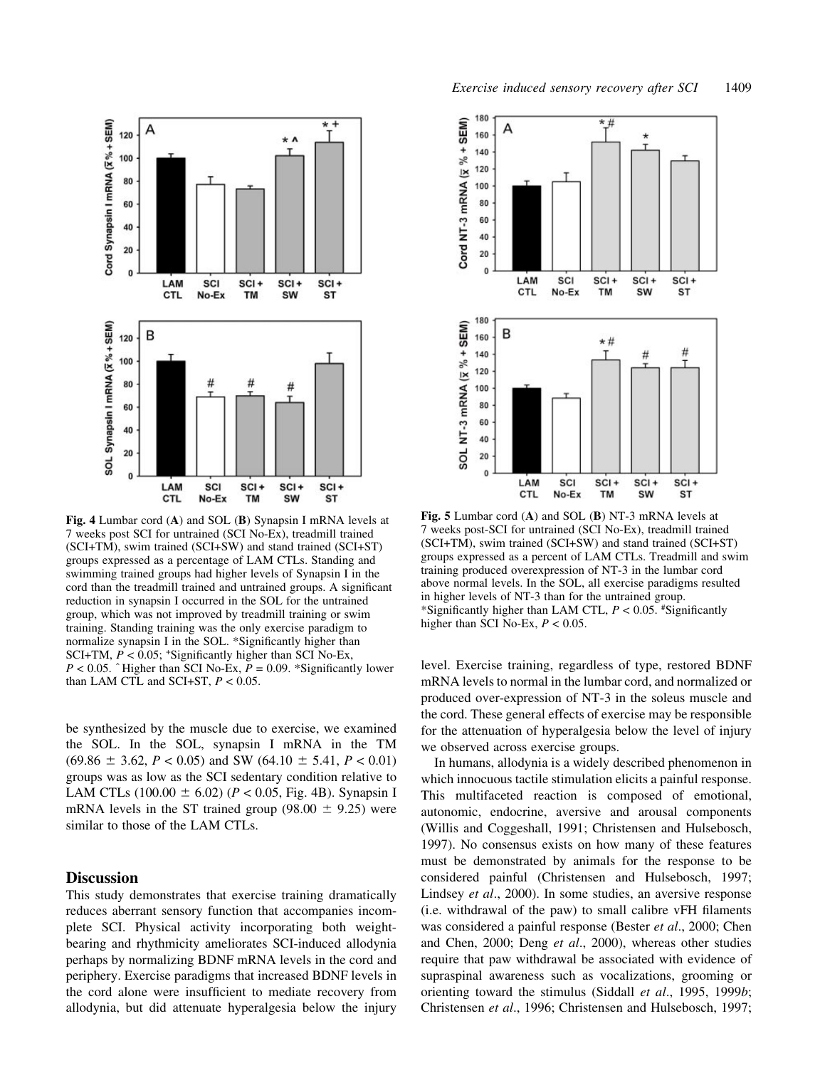Fig. 4 Lumbar cord (**A**) and SOL (**B**) Synapsin I mRNA levels at 7 weeks post SCI for untrained (SCI No-Ex), treadmill trained (SCI+TM), swim trained (SCI+SW) and stand trained (SCI+ST) groups expressed as a percentage of LAM CTLs. Standing and swimming trained groups had higher levels of Synapsin I in the cord than the treadmill trained and untrained groups. A significant reduction in synapsin I occurred in the SOL for the untrained group, which was not improved by treadmill training or swim training. Standing training was the only exercise paradigm to normalize synapsin I in the SOL. *Significantly higher than SCI+TM, $P < 0.05$; +Significantly higher than SCI No-Ex, $P < 0.05$. ^ Higher than SCI No-Ex, $P = 0.09$. #Significantly lower than LAM CTL and SCI+ST, $P < 0.05$.

be synthesized by the muscle due to exercise, we examined the SOL. In the SOL, synapsin I mRNA in the TM (69.86 ± 3.62, $P < 0.05$) and SW (64.10 ± 5.41, $P < 0.01$) groups was as low as the SCI sedentary condition relative to LAM CTLs (100.00 ± 6.02) ($P < 0.05$, Fig. 4B). Synapsin I mRNA levels in the ST trained group (98.00 ± 9.25) were similar to those of the LAM CTLs.

## Discussion

This study demonstrates that exercise training dramatically reduces aberrant sensory function that accompanies incomplete SCI. Physical activity incorporating both weight-bearing and rhythmicity ameliorates SCI-induced allodynia perhaps by normalizing BDNF mRNA levels in the cord and periphery. Exercise paradigms that increased BDNF levels in the cord alone were insufficient to mediate recovery from allodynia, but did attenuate hyperalgesia below the injury level. Exercise training, regardless of type, restored BDNF mRNA levels to normal in the lumbar cord, and normalized or produced over-expression of NT-3 in the soleus muscle and the cord. These general effects of exercise may be responsible for the attenuation of hyperalgesia below the level of injury we observed across exercise groups.

Fig. 5 Lumbar cord (**A**) and SOL (**B**) NT-3 mRNA levels at 7 weeks post-SCI for untrained (SCI No-Ex), treadmill trained (SCI+TM), swim trained (SCI+SW) and stand trained (SCI+ST) groups expressed as a percent of LAM CTLs. Treadmill and swim training produced overexpression of NT-3 in the lumbar cord above normal levels. In the SOL, all exercise paradigms resulted in higher levels of NT-3 than for the untrained group. *Significantly higher than LAM CTL, $P < 0.05$. #Significantly higher than SCI No-Ex, $P < 0.05$.

In humans, allodynia is a widely described phenomenon in which innocuous tactile stimulation elicits a painful response. This multifaceted reaction is composed of emotional, autonomic, endocrine, aversive and arousal components (Willis and Coggeshall, 1991; Christensen and Hulsebosch, 1997). No consensus exists on how many of these features must be demonstrated by animals for the response to be considered painful (Christensen and Hulsebosch, 1997; Lindsey *et al*., 2000). In some studies, an aversive response (i.e. withdrawal of the paw) to small calibre vFH filaments was considered a painful response (Bester *et al*., 2000; Chen and Chen, 2000; Deng *et al*., 2000), whereas other studies require that paw withdrawal be associated with evidence of supraspinal awareness such as vocalizations, grooming or orienting toward the stimulus (Siddall *et al*., 1995, 1999*b*; Christensen *et al*., 1996; Christensen and Hulsebosch, 1997;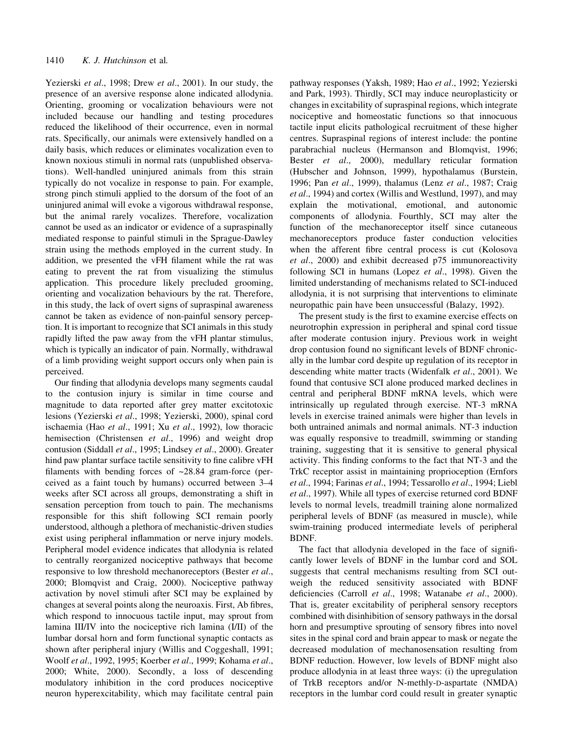Yezierski *et al*., 1998; Drew *et al*., 2001). In our study, the presence of an aversive response alone indicated allodynia. Orienting, grooming or vocalization behaviours were not included because our handling and testing procedures reduced the likelihood of their occurrence, even in normal rats. Specifically, our animals were extensively handled on a daily basis, which reduces or eliminates vocalization even to known noxious stimuli in normal rats (unpublished observations). Well-handled uninjured animals from this strain typically do not vocalize in response to pain. For example, strong pinch stimuli applied to the dorsum of the foot of an uninjured animal will evoke a vigorous withdrawal response, but the animal rarely vocalizes. Therefore, vocalization cannot be used as an indicator or evidence of a supraspinally mediated response to painful stimuli in the Sprague-Dawley strain using the methods employed in the current study. In addition, we presented the vFH filament while the rat was eating to prevent the rat from visualizing the stimulus application. This procedure likely precluded grooming, orienting and vocalization behaviours by the rat. Therefore, in this study, the lack of overt signs of supraspinal awareness cannot be taken as evidence of non-painful sensory perception. It is important to recognize that SCI animals in this study rapidly lifted the paw away from the vFH plantar stimulus, which is typically an indicator of pain. Normally, withdrawal of a limb providing weight support occurs only when pain is perceived.

Our finding that allodynia develops many segments caudal to the contusion injury is similar in time course and magnitude to data reported after grey matter excitotoxic lesions (Yezierski *et al*., 1998; Yezierski, 2000), spinal cord ischaemia (Hao *et al*., 1991; Xu *et al*., 1992), low thoracic hemisection (Christensen *et al*., 1996) and weight drop contusion (Siddall *et al*., 1995; Lindsey *et al*., 2000). Greater hind paw plantar surface tactile sensitivity to fine calibre vFH filaments with bending forces of ~28.84 gram-force (perceived as a faint touch by humans) occurred between 3–4 weeks after SCI across all groups, demonstrating a shift in sensation perception from touch to pain. The mechanisms responsible for this shift following SCI remain poorly understood, although a plethora of mechanistic-driven studies exist using peripheral inflammation or nerve injury models. Peripheral model evidence indicates that allodynia is related to centrally reorganized nociceptive pathways that become responsive to low threshold mechanoreceptors (Bester *et al*., 2000; Blomqvist and Craig, 2000). Nociceptive pathway activation by novel stimuli after SCI may be explained by changes at several points along the neuroaxis. First, Ab fibres, which respond to innocuous tactile input, may sprout from lamina III/IV into the nociceptive rich lamina (I/II) of the lumbar dorsal horn and form functional synaptic contacts as shown after peripheral injury (Willis and Coggeshall, 1991; Woolf *et al*., 1992, 1995; Koerber *et al*., 1999; Kohama *et al*., 2000; White, 2000). Secondly, a loss of descending modulatory inhibition in the cord produces nociceptive neuron hyperexcitability, which may facilitate central pain pathway responses (Yaksh, 1989; Hao *et al*., 1992; Yezierski and Park, 1993). Thirdly, SCI may induce neuroplasticity or changes in excitability of supraspinal regions, which integrate nociceptive and homeostatic functions so that innocuous tactile input elicits pathological recruitment of these higher centres. Supraspinal regions of interest include: the pontine parabrachial nucleus (Hermanson and Blomqvist, 1996; Bester *et al*., 2000), medullary reticular formation (Hubscher and Johnson, 1999), hypothalamus (Burstein, 1996; Pan *et al*., 1999), thalamus (Lenz *et al*., 1987; Craig *et al*., 1994) and cortex (Willis and Westlund, 1997), and may explain the motivational, emotional, and autonomic components of allodynia. Fourthly, SCI may alter the function of the mechanoreceptor itself since cutaneous mechanoreceptors produce faster conduction velocities when the afferent fibre central process is cut (Kolosova *et al*., 2000) and exhibit decreased p75 immunoreactivity following SCI in humans (Lopez *et al*., 1998). Given the limited understanding of mechanisms related to SCI-induced allodynia, it is not surprising that interventions to eliminate neuropathic pain have been unsuccessful (Balazy, 1992).

The present study is the first to examine exercise effects on neurotrophin expression in peripheral and spinal cord tissue after moderate contusion injury. Previous work in weight drop contusion found no significant levels of BDNF chronically in the lumbar cord despite up regulation of its receptor in descending white matter tracts (Widenfalk *et al*., 2001). We found that contusive SCI alone produced marked declines in central and peripheral BDNF mRNA levels, which were intrinsically up regulated through exercise. NT-3 mRNA levels in exercise trained animals were higher than levels in both untrained animals and normal animals. NT-3 induction was equally responsive to treadmill, swimming or standing training, suggesting that it is sensitive to general physical activity. This finding conforms to the fact that NT-3 and the TrkC receptor assist in maintaining proprioception (Ernfors *et al*., 1994; Farinas *et al*., 1994; Tessarollo *et al*., 1994; Liebl *et al*., 1997). While all types of exercise returned cord BDNF levels to normal levels, treadmill training alone normalized peripheral levels of BDNF (as measured in muscle), while swim-training produced intermediate levels of peripheral BDNF.

The fact that allodynia developed in the face of significantly lower levels of BDNF in the lumbar cord and SOL suggests that central mechanisms resulting from SCI outweigh the reduced sensitivity associated with BDNF deficiencies (Carroll *et al*., 1998; Watanabe *et al*., 2000). That is, greater excitability of peripheral sensory receptors combined with disinhibition of sensory pathways in the dorsal horn and presumptive sprouting of sensory fibres into novel sites in the spinal cord and brain appear to mask or negate the decreased modulation of mechanosensation resulting from BDNF reduction. However, low levels of BDNF might also produce allodynia in at least three ways: (i) the upregulation of TrkB receptors and/or N-methly-D-aspartate (NMDA) receptors in the lumbar cord could result in greater synaptic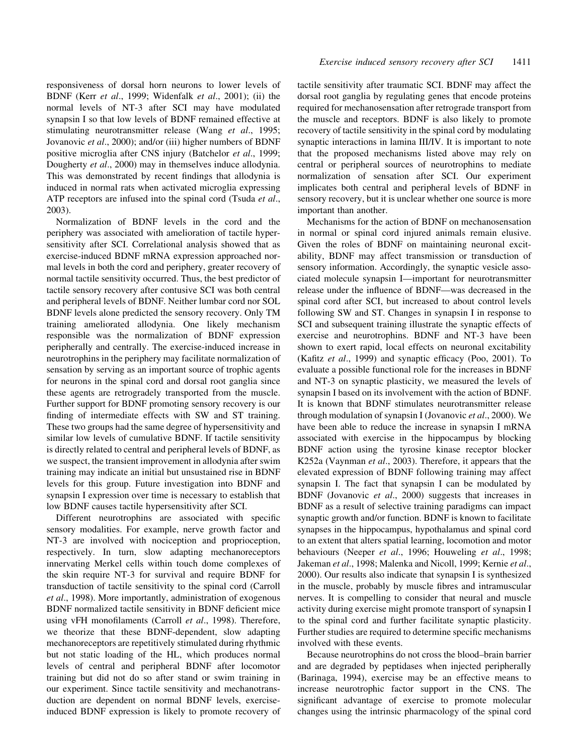responsiveness of dorsal horn neurons to lower levels of BDNF (Kerr *et al*., 1999; Widenfalk *et al*., 2001); (ii) the normal levels of NT-3 after SCI may have modulated synapsin I so that low levels of BDNF remained effective at stimulating neurotransmitter release (Wang *et al*., 1995; Jovanovic *et al*., 2000); and/or (iii) higher numbers of BDNF positive microglia after CNS injury (Batchelor *et al*., 1999; Dougherty *et al*., 2000) may in themselves induce allodynia. This was demonstrated by recent findings that allodynia is induced in normal rats when activated microglia expressing ATP receptors are infused into the spinal cord (Tsuda *et al*., 2003).

Normalization of BDNF levels in the cord and the periphery was associated with amelioration of tactile hypersensitivity after SCI. Correlational analysis showed that as exercise-induced BDNF mRNA expression approached normal levels in both the cord and periphery, greater recovery of normal tactile sensitivity occurred. Thus, the best predictor of tactile sensory recovery after contusive SCI was both central and peripheral levels of BDNF. Neither lumbar cord nor SOL BDNF levels alone predicted the sensory recovery. Only TM training ameliorated allodynia. One likely mechanism responsible was the normalization of BDNF expression peripherally and centrally. The exercise-induced increase in neurotrophins in the periphery may facilitate normalization of sensation by serving as an important source of trophic agents for neurons in the spinal cord and dorsal root ganglia since these agents are retrogradely transported from the muscle. Further support for BDNF promoting sensory recovery is our finding of intermediate effects with SW and ST training. These two groups had the same degree of hypersensitivity and similar low levels of cumulative BDNF. If tactile sensitivity is directly related to central and peripheral levels of BDNF, as we suspect, the transient improvement in allodynia after swim training may indicate an initial but unsustained rise in BDNF levels for this group. Future investigation into BDNF and synapsin I expression over time is necessary to establish that low BDNF causes tactile hypersensitivity after SCI.

Different neurotrophins are associated with specific sensory modalities. For example, nerve growth factor and NT-3 are involved with nociception and proprioception, respectively. In turn, slow adapting mechanoreceptors innervating Merkel cells within touch dome complexes of the skin require NT-3 for survival and require BDNF for transduction of tactile sensitivity to the spinal cord (Carroll *et al*., 1998). More importantly, administration of exogenous BDNF normalized tactile sensitivity in BDNF deficient mice using vFH monofilaments (Carroll *et al*., 1998). Therefore, we theorize that these BDNF-dependent, slow adapting mechanoreceptors are repetitively stimulated during rhythmic but not static loading of the HL, which produces normal levels of central and peripheral BDNF after locomotor training but did not do so after stand or swim training in our experiment. Since tactile sensitivity and mechanotransduction are dependent on normal BDNF levels, exercise-induced BDNF expression is likely to promote recovery of tactile sensitivity after traumatic SCI. BDNF may affect the dorsal root ganglia by regulating genes that encode proteins required for mechanosensation after retrograde transport from the muscle and receptors. BDNF is also likely to promote recovery of tactile sensitivity in the spinal cord by modulating synaptic interactions in lamina III/IV. It is important to note that the proposed mechanisms listed above may rely on central or peripheral sources of neurotrophins to mediate normalization of sensation after SCI. Our experiment implicates both central and peripheral levels of BDNF in sensory recovery, but it is unclear whether one source is more important than another.

Mechanisms for the action of BDNF on mechanosensation in normal or spinal cord injured animals remain elusive. Given the roles of BDNF on maintaining neuronal excitability, BDNF may affect transmission or transduction of sensory information. Accordingly, the synaptic vesicle associated molecule synapsin I—important for neurotransmitter release under the influence of BDNF—was decreased in the spinal cord after SCI, but increased to about control levels following SW and ST. Changes in synapsin I in response to SCI and subsequent training illustrate the synaptic effects of exercise and neurotrophins. BDNF and NT-3 have been shown to exert rapid, local effects on neuronal excitability (Kafitz *et al*., 1999) and synaptic efficacy (Poo, 2001). To evaluate a possible functional role for the increases in BDNF and NT-3 on synaptic plasticity, we measured the levels of synapsin I based on its involvement with the action of BDNF. It is known that BDNF stimulates neurotransmitter release through modulation of synapsin I (Jovanovic *et al*., 2000). We have been able to reduce the increase in synapsin I mRNA associated with exercise in the hippocampus by blocking BDNF action using the tyrosine kinase receptor blocker K252a (Vaynman *et al*., 2003). Therefore, it appears that the elevated expression of BDNF following training may affect synapsin I. The fact that synapsin I can be modulated by BDNF (Jovanovic *et al*., 2000) suggests that increases in BDNF as a result of selective training paradigms can impact synaptic growth and/or function. BDNF is known to facilitate synapses in the hippocampus, hypothalamus and spinal cord to an extent that alters spatial learning, locomotion and motor behaviours (Neeper *et al*., 1996; Houweling *et al*., 1998; Jakeman *et al*., 1998; Malenka and Nicoll, 1999; Kernie *et al*., 2000). Our results also indicate that synapsin I is synthesized in the muscle, probably by muscle fibres and intramuscular nerves. It is compelling to consider that neural and muscle activity during exercise might promote transport of synapsin I to the spinal cord and further facilitate synaptic plasticity. Further studies are required to determine specific mechanisms involved with these events.

Because neurotrophins do not cross the blood–brain barrier and are degraded by peptidases when injected peripherally (Barinaga, 1994), exercise may be an effective means to increase neurotrophic factor support in the CNS. The significant advantage of exercise to promote molecular changes using the intrinsic pharmacology of the spinal cord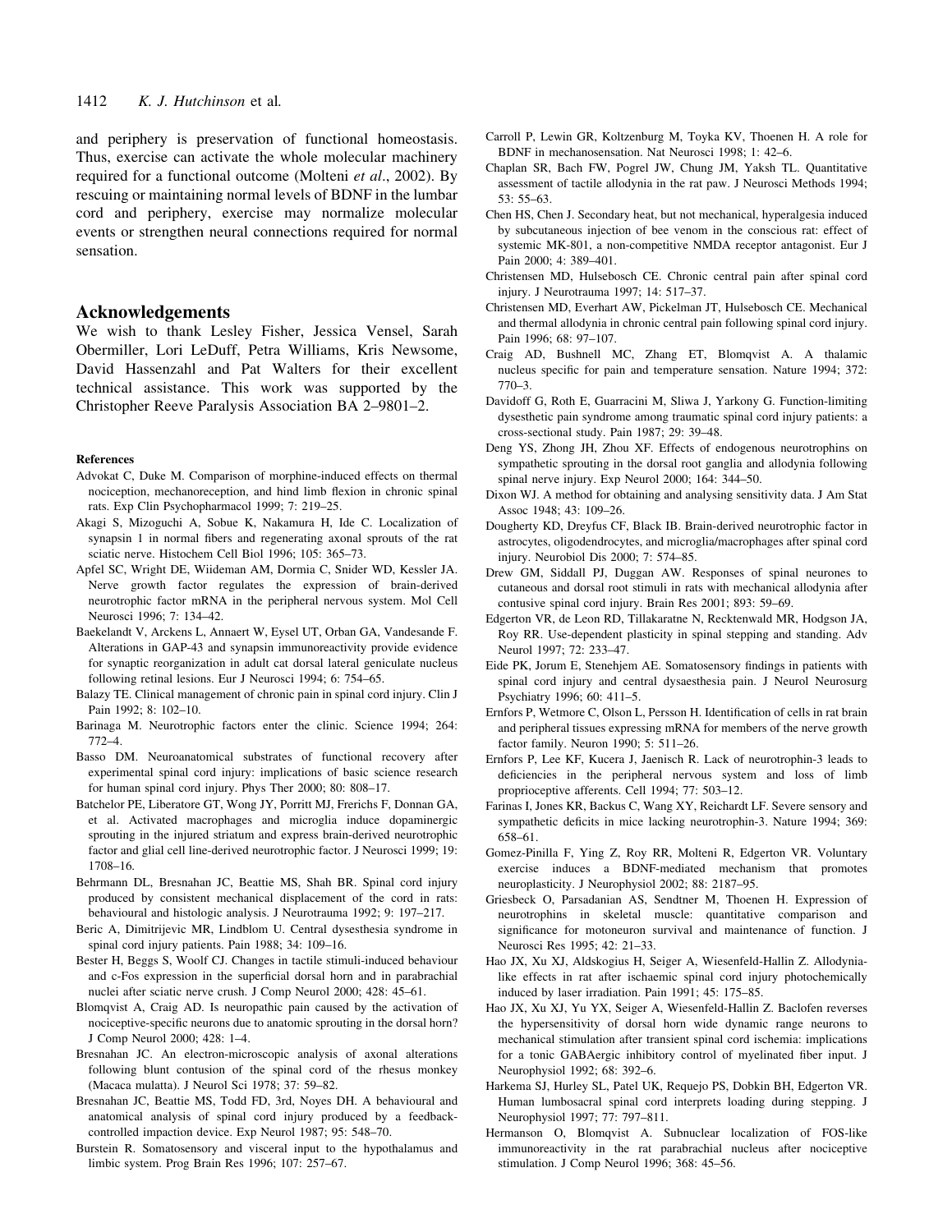and periphery is preservation of functional homeostasis. Thus, exercise can activate the whole molecular machinery required for a functional outcome (Molteni *et al*., 2002). By rescuing or maintaining normal levels of BDNF in the lumbar cord and periphery, exercise may normalize molecular events or strengthen neural connections required for normal sensation.

## Acknowledgements

We wish to thank Lesley Fisher, Jessica Vensel, Sarah Obermiller, Lori LeDuff, Petra Williams, Kris Newsome, David Hassenzahl and Pat Walters for their excellent technical assistance. This work was supported by the Christopher Reeve Paralysis Association BA 2–9801–2.

### References

Advokat C, Duke M. Comparison of morphine-induced effects on thermal nociception, mechanoreception, and hind limb flexion in chronic spinal rats. Exp Clin Psychopharmacol 1999; 7: 219–25.

Akagi S, Mizoguchi A, Sobue K, Nakamura H, Ide C. Localization of synapsin 1 in normal fibers and regenerating axonal sprouts of the rat sciatic nerve. Histochem Cell Biol 1996; 105: 365–73.

Apfel SC, Wright DE, Wiideman AM, Dormia C, Snider WD, Kessler JA. Nerve growth factor regulates the expression of brain-derived neurotrophic factor mRNA in the peripheral nervous system. Mol Cell Neurosci 1996; 7: 134–42.

Baekelandt V, Arckens L, Annaert W, Eysel UT, Orban GA, Vandesande F. Alterations in GAP-43 and synapsin immunoreactivity provide evidence for synaptic reorganization in adult cat dorsal lateral geniculate nucleus following retinal lesions. Eur J Neurosci 1994; 6: 754–65.

Balazy TE. Clinical management of chronic pain in spinal cord injury. Clin J Pain 1992; 8: 102–10.

Barinaga M. Neurotrophic factors enter the clinic. Science 1994; 264: 772–4.

Basso DM. Neuroanatomical substrates of functional recovery after experimental spinal cord injury: implications of basic science research for human spinal cord injury. Phys Ther 2000; 80: 808–17.

Batchelor PE, Liberatore GT, Wong JY, Porritt MJ, Frerichs F, Donnan GA, et al. Activated macrophages and microglia induce dopaminergic sprouting in the injured striatum and express brain-derived neurotrophic factor and glial cell line-derived neurotrophic factor. J Neurosci 1999; 19: 1708–16.

Behrmann DL, Bresnahan JC, Beattie MS, Shah BR. Spinal cord injury produced by consistent mechanical displacement of the cord in rats: behavioural and histologic analysis. J Neurotrauma 1992; 9: 197–217.

Beric A, Dimitrijevic MR, Lindblom U. Central dysesthesia syndrome in spinal cord injury patients. Pain 1988; 34: 109–16.

Bester H, Beggs S, Woolf CJ. Changes in tactile stimuli-induced behaviour and c-Fos expression in the superficial dorsal horn and in parabrachial nuclei after sciatic nerve crush. J Comp Neurol 2000; 428: 45–61.

Blomqvist A, Craig AD. Is neuropathic pain caused by the activation of nociceptive-specific neurons due to anatomic sprouting in the dorsal horn? J Comp Neurol 2000; 428: 1–4.

Bresnahan JC. An electron-microscopic analysis of axonal alterations following blunt contusion of the spinal cord of the rhesus monkey (Macaca mulatta). J Neurol Sci 1978; 37: 59–82.

Bresnahan JC, Beattie MS, Todd FD, 3rd, Noyes DH. A behavioural and anatomical analysis of spinal cord injury produced by a feedback-controlled impaction device. Exp Neurol 1987; 95: 548–70.

Burstein R. Somatosensory and visceral input to the hypothalamus and limbic system. Prog Brain Res 1996; 107: 257–67.

Carroll P, Lewin GR, Koltzenburg M, Toyka KV, Thoenen H. A role for BDNF in mechanosensation. Nat Neurosci 1998; 1: 42–6.

Chaplan SR, Bach FW, Pogrel JW, Chung JM, Yaksh TL. Quantitative assessment of tactile allodynia in the rat paw. J Neurosci Methods 1994; 53: 55–63.

Chen HS, Chen J. Secondary heat, but not mechanical, hyperalgesia induced by subcutaneous injection of bee venom in the conscious rat: effect of systemic MK-801, a non-competitive NMDA receptor antagonist. Eur J Pain 2000; 4: 389–401.

Christensen MD, Hulsebosch CE. Chronic central pain after spinal cord injury. J Neurotrauma 1997; 14: 517–37.

Christensen MD, Everhart AW, Pickelman JT, Hulsebosch CE. Mechanical and thermal allodynia in chronic central pain following spinal cord injury. Pain 1996; 68: 97–107.

Craig AD, Bushnell MC, Zhang ET, Blomqvist A. A thalamic nucleus specific for pain and temperature sensation. Nature 1994; 372: 770–3.

Davidoff G, Roth E, Guarracini M, Sliwa J, Yarkony G. Function-limiting dysesthetic pain syndrome among traumatic spinal cord injury patients: a cross-sectional study. Pain 1987; 29: 39–48.

Deng YS, Zhong JH, Zhou XF. Effects of endogenous neurotrophins on sympathetic sprouting in the dorsal root ganglia and allodynia following spinal nerve injury. Exp Neurol 2000; 164: 344–50.

Dixon WJ. A method for obtaining and analysing sensitivity data. J Am Stat Assoc 1948; 43: 109–26.

Dougherty KD, Dreyfus CF, Black IB. Brain-derived neurotrophic factor in astrocytes, oligodendrocytes, and microglia/macrophages after spinal cord injury. Neurobiol Dis 2000; 7: 574–85.

Drew GM, Siddall PJ, Duggan AW. Responses of spinal neurones to cutaneous and dorsal root stimuli in rats with mechanical allodynia after contusive spinal cord injury. Brain Res 2001; 893: 59–69.

Edgerton VR, de Leon RD, Tillakaratne N, Recktenwald MR, Hodgson JA, Roy RR. Use-dependent plasticity in spinal stepping and standing. Adv Neurol 1997; 72: 233–47.

Eide PK, Jorum E, Stenehjem AE. Somatosensory findings in patients with spinal cord injury and central dysaesthesia pain. J Neurol Neurosurg Psychiatry 1996; 60: 411–5.

Ernfors P, Wetmore C, Olson L, Persson H. Identification of cells in rat brain and peripheral tissues expressing mRNA for members of the nerve growth factor family. Neuron 1990; 5: 511–26.

Ernfors P, Lee KF, Kucera J, Jaenisch R. Lack of neurotrophin-3 leads to deficiencies in the peripheral nervous system and loss of limb proprioceptive afferents. Cell 1994; 77: 503–12.

Farinas I, Jones KR, Backus C, Wang XY, Reichardt LF. Severe sensory and sympathetic deficits in mice lacking neurotrophin-3. Nature 1994; 369: 658–61.

Gomez-Pinilla F, Ying Z, Roy RR, Molteni R, Edgerton VR. Voluntary exercise induces a BDNF-mediated mechanism that promotes neuroplasticity. J Neurophysiol 2002; 88: 2187–95.

Griesbeck O, Parsadanian AS, Sendtner M, Thoenen H. Expression of neurotrophins in skeletal muscle: quantitative comparison and significance for motoneuron survival and maintenance of function. J Neurosci Res 1995; 42: 21–33.

Hao JX, Xu XJ, Aldskogius H, Seiger A, Wiesenfeld-Hallin Z. Allodynia-like effects in rat after ischaemic spinal cord injury photochemically induced by laser irradiation. Pain 1991; 45: 175–85.

Hao JX, Xu XJ, Yu YX, Seiger A, Wiesenfeld-Hallin Z. Baclofen reverses the hypersensitivity of dorsal horn wide dynamic range neurons to mechanical stimulation after transient spinal cord ischemia: implications for a tonic GABAergic inhibitory control of myelinated fiber input. J Neurophysiol 1992; 68: 392–6.

Harkema SJ, Hurley SL, Patel UK, Requejo PS, Dobkin BH, Edgerton VR. Human lumbosacral spinal cord interprets loading during stepping. J Neurophysiol 1997; 77: 797–811.

Hermanson O, Blomqvist A. Subnuclear localization of FOS-like immunoreactivity in the rat parabrachial nucleus after nociceptive stimulation. J Comp Neurol 1996; 368: 45–56.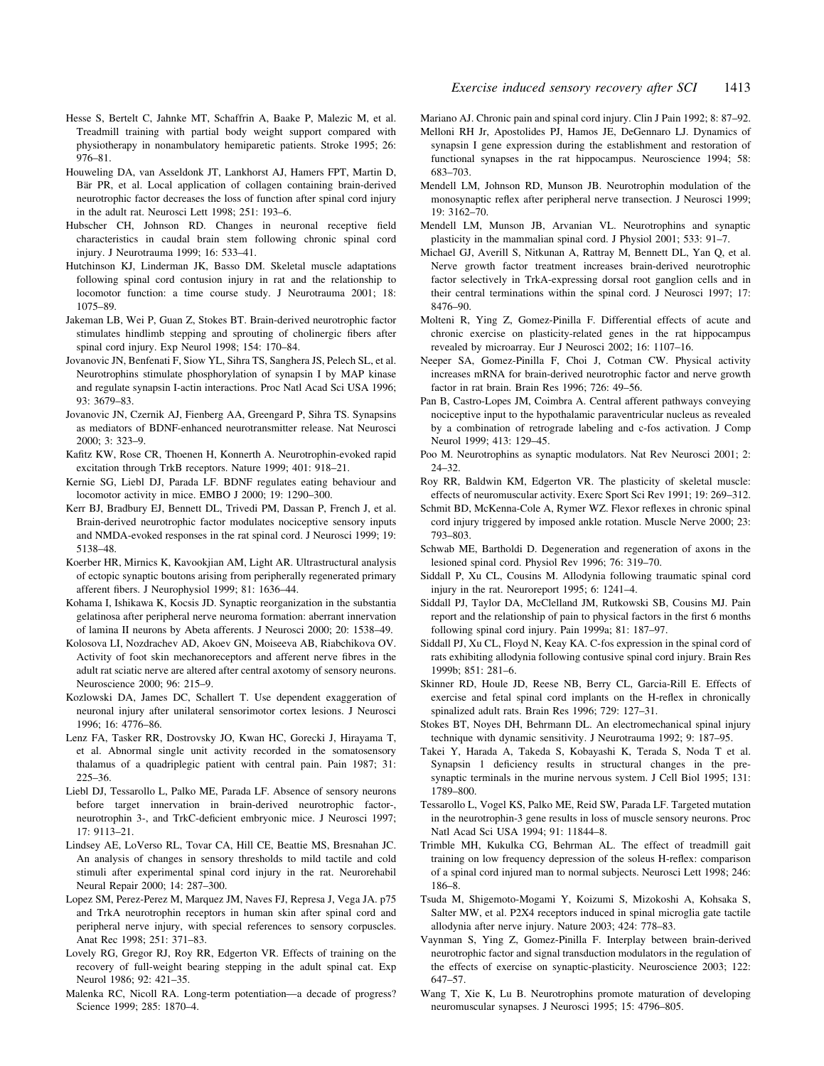Hesse S, Bertelt C, Jahnke MT, Schaffrin A, Baake P, Malezic M, et al. Treadmill training with partial body weight support compared with physiotherapy in nonambulatory hemiparetic patients. Stroke 1995; 26: 976–81.

Houweling DA, van Asseldonk JT, Lankhorst AJ, Hamers FPT, Martin D, Bär PR, et al. Local application of collagen containing brain-derived neurotrophic factor decreases the loss of function after spinal cord injury in the adult rat. Neurosci Lett 1998; 251: 193–6.

Hubscher CH, Johnson RD. Changes in neuronal receptive field characteristics in caudal brain stem following chronic spinal cord injury. J Neurotrauma 1999; 16: 533–41.

Hutchinson KJ, Linderman JK, Basso DM. Skeletal muscle adaptations following spinal cord contusion injury in rat and the relationship to locomotor function: a time course study. J Neurotrauma 2001; 18: 1075–89.

Jakeman LB, Wei P, Guan Z, Stokes BT. Brain-derived neurotrophic factor stimulates hindlimb stepping and sprouting of cholinergic fibers after spinal cord injury. Exp Neurol 1998; 154: 170–84.

Jovanovic JN, Benfenati F, Siow YL, Sihra TS, Sanghera JS, Pelech SL, et al. Neurotrophins stimulate phosphorylation of synapsin I by MAP kinase and regulate synapsin I-actin interactions. Proc Natl Acad Sci USA 1996; 93: 3679–83.

Jovanovic JN, Czernik AJ, Fienberg AA, Greengard P, Sihra TS. Synapsins as mediators of BDNF-enhanced neurotransmitter release. Nat Neurosci 2000; 3: 323–9.

Kafitz KW, Rose CR, Thoenen H, Konnerth A. Neurotrophin-evoked rapid excitation through TrkB receptors. Nature 1999; 401: 918–21.

Kernie SG, Liebl DJ, Parada LF. BDNF regulates eating behaviour and locomotor activity in mice. EMBO J 2000; 19: 1290–300.

Kerr BJ, Bradbury EJ, Bennett DL, Trivedi PM, Dassan P, French J, et al. Brain-derived neurotrophic factor modulates nociceptive sensory inputs and NMDA-evoked responses in the rat spinal cord. J Neurosci 1999; 19: 5138–48.

Koerber HR, Mirnics K, Kavookjian AM, Light AR. Ultrastructural analysis of ectopic synaptic boutons arising from peripherally regenerated primary afferent fibers. J Neurophysiol 1999; 81: 1636–44.

Kohama I, Ishikawa K, Kocsis JD. Synaptic reorganization in the substantia gelatinosa after peripheral nerve neuroma formation: aberrant innervation of lamina II neurons by Abeta afferents. J Neurosci 2000; 20: 1538–49.

Kolosova LI, Nozdrachev AD, Akoev GN, Moiseeva AB, Riabchikova OV. Activity of foot skin mechanoreceptors and afferent nerve fibres in the adult rat sciatic nerve are altered after central axotomy of sensory neurons. Neuroscience 2000; 96: 215–9.

Kozlowski DA, James DC, Schallert T. Use dependent exaggeration of neuronal injury after unilateral sensorimotor cortex lesions. J Neurosci 1996; 16: 4776–86.

Lenz FA, Tasker RR, Dostrovsky JO, Kwan HC, Gorecki J, Hirayama T, et al. Abnormal single unit activity recorded in the somatosensory thalamus of a quadriplegic patient with central pain. Pain 1987; 31: 225–36.

Liebl DJ, Tessarollo L, Palko ME, Parada LF. Absence of sensory neurons before target innervation in brain-derived neurotrophic factor-, neurotrophin 3-, and TrkC-deficient embryonic mice. J Neurosci 1997; 17: 9113–21.

Lindsey AE, LoVerso RL, Tovar CA, Hill CE, Beattie MS, Bresnahan JC. An analysis of changes in sensory thresholds to mild tactile and cold stimuli after experimental spinal cord injury in the rat. Neurorehabil Neural Repair 2000; 14: 287–300.

Lopez SM, Perez-Perez M, Marquez JM, Naves FJ, Represa J, Vega JA. p75 and TrkA neurotrophin receptors in human skin after spinal cord and peripheral nerve injury, with special references to sensory corpuscles. Anat Rec 1998; 251: 371–83.

Lovely RG, Gregor RJ, Roy RR, Edgerton VR. Effects of training on the recovery of full-weight bearing stepping in the adult spinal cat. Exp Neurol 1986; 92: 421–35.

Malenka RC, Nicoll RA. Long-term potentiation—a decade of progress? Science 1999; 285: 1870–4.

Mariano AJ. Chronic pain and spinal cord injury. Clin J Pain 1992; 8: 87–92.

Melloni RH Jr, Apostolides PJ, Hamos JE, DeGennaro LJ. Dynamics of synapsin I gene expression during the establishment and restoration of functional synapses in the rat hippocampus. Neuroscience 1994; 58: 683–703.

Mendell LM, Johnson RD, Munson JB. Neurotrophin modulation of the monosynaptic reflex after peripheral nerve transection. J Neurosci 1999; 19: 3162–70.

Mendell LM, Munson JB, Arvanian VL. Neurotrophins and synaptic plasticity in the mammalian spinal cord. J Physiol 2001; 533: 91–7.

Michael GJ, Averill S, Nitkunan A, Rattray M, Bennett DL, Yan Q, et al. Nerve growth factor treatment increases brain-derived neurotrophic factor selectively in TrkA-expressing dorsal root ganglion cells and in their central terminations within the spinal cord. J Neurosci 1997; 17: 8476–90.

Molteni R, Ying Z, Gomez-Pinilla F. Differential effects of acute and chronic exercise on plasticity-related genes in the rat hippocampus revealed by microarray. Eur J Neurosci 2002; 16: 1107–16.

Neeper SA, Gomez-Pinilla F, Choi J, Cotman CW. Physical activity increases mRNA for brain-derived neurotrophic factor and nerve growth factor in rat brain. Brain Res 1996; 726: 49–56.

Pan B, Castro-Lopes JM, Coimbra A. Central afferent pathways conveying nociceptive input to the hypothalamic paraventricular nucleus as revealed by a combination of retrograde labeling and c-fos activation. J Comp Neurol 1999; 413: 129–45.

Poo M. Neurotrophins as synaptic modulators. Nat Rev Neurosci 2001; 2: 24–32.

Roy RR, Baldwin KM, Edgerton VR. The plasticity of skeletal muscle: effects of neuromuscular activity. Exerc Sport Sci Rev 1991; 19: 269–312.

Schmit BD, McKenna-Cole A, Rymer WZ. Flexor reflexes in chronic spinal cord injury triggered by imposed ankle rotation. Muscle Nerve 2000; 23: 793–803.

Schwab ME, Bartholdi D. Degeneration and regeneration of axons in the lesioned spinal cord. Physiol Rev 1996; 76: 319–70.

Siddall P, Xu CL, Cousins M. Allodynia following traumatic spinal cord injury in the rat. Neuroreport 1995; 6: 1241–4.

Siddall PJ, Taylor DA, McClelland JM, Rutkowski SB, Cousins MJ. Pain report and the relationship of pain to physical factors in the first 6 months following spinal cord injury. Pain 1999a; 81: 187–97.

Siddall PJ, Xu CL, Floyd N, Keay KA. C-fos expression in the spinal cord of rats exhibiting allodynia following contusive spinal cord injury. Brain Res 1999b; 851: 281–6.

Skinner RD, Houle JD, Reese NB, Berry CL, Garcia-Rill E. Effects of exercise and fetal spinal cord implants on the H-reflex in chronically spinalized adult rats. Brain Res 1996; 729: 127–31.

Stokes BT, Noyes DH, Behrmann DL. An electromechanical spinal injury technique with dynamic sensitivity. J Neurotrauma 1992; 9: 187–95.

Takei Y, Harada A, Takeda S, Kobayashi K, Terada S, Noda T et al. Synapsin 1 deficiency results in structural changes in the presynaptic terminals in the murine nervous system. J Cell Biol 1995; 131: 1789–800.

Tessarollo L, Vogel KS, Palko ME, Reid SW, Parada LF. Targeted mutation in the neurotrophin-3 gene results in loss of muscle sensory neurons. Proc Natl Acad Sci USA 1994; 91: 11844–8.

Trimble MH, Kukulka CG, Behrman AL. The effect of treadmill gait training on low frequency depression of the soleus H-reflex: comparison of a spinal cord injured man to normal subjects. Neurosci Lett 1998; 246: 186–8.

Tsuda M, Shigemoto-Mogami Y, Koizumi S, Mizokoshi A, Kohsaka S, Salter MW, et al. P2X4 receptors induced in spinal microglia gate tactile allodynia after nerve injury. Nature 2003; 424: 778–83.

Vaynman S, Ying Z, Gomez-Pinilla F. Interplay between brain-derived neurotrophic factor and signal transduction modulators in the regulation of the effects of exercise on synaptic-plasticity. Neuroscience 2003; 122: 647–57.

Wang T, Xie K, Lu B. Neurotrophins promote maturation of developing neuromuscular synapses. J Neurosci 1995; 15: 4796–805.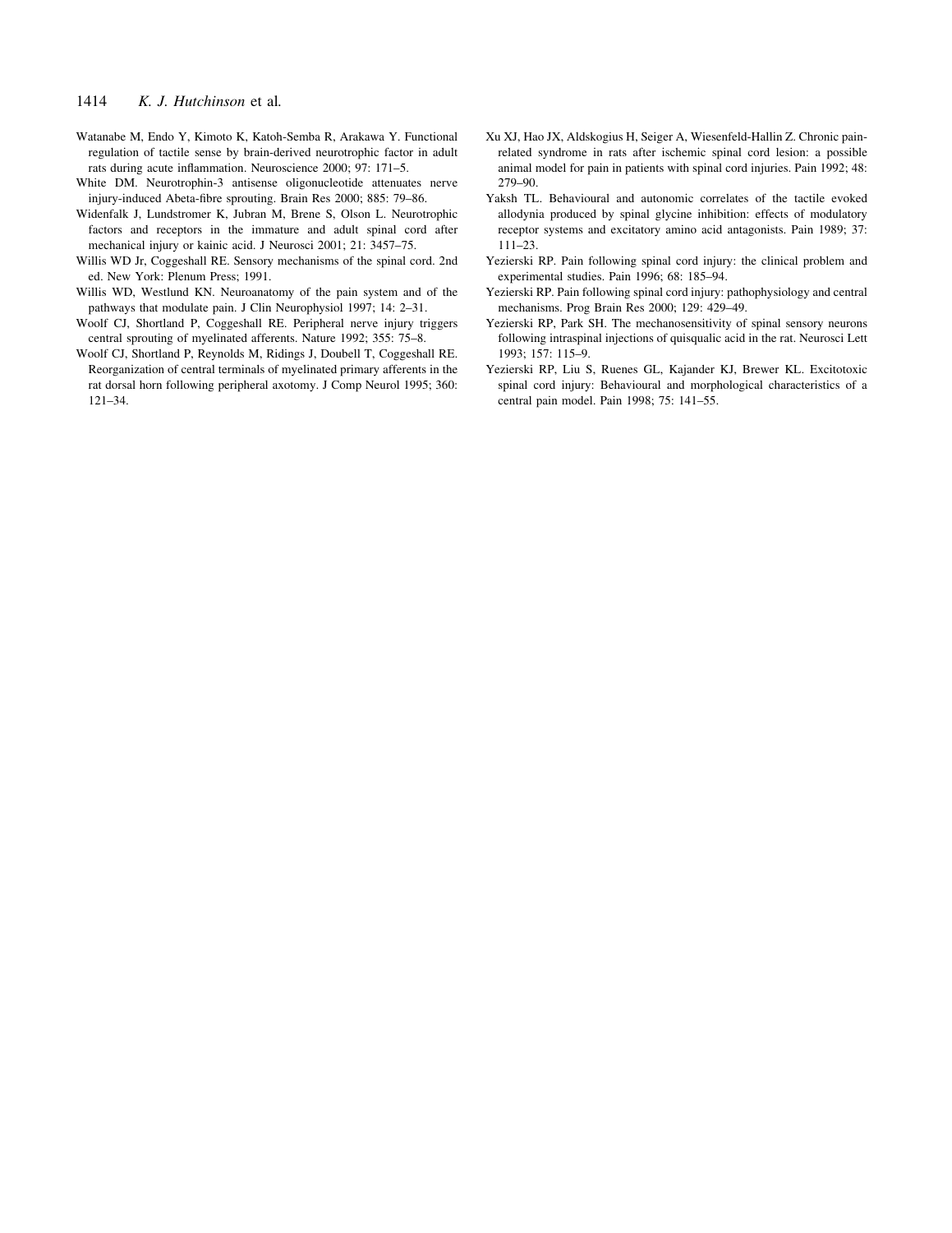Watanabe M, Endo Y, Kimoto K, Katoh-Semba R, Arakawa Y. Functional regulation of tactile sense by brain-derived neurotrophic factor in adult rats during acute inflammation. Neuroscience 2000; 97: 171–5.

White DM. Neurotrophin-3 antisense oligonucleotide attenuates nerve injury-induced Abeta-fibre sprouting. Brain Res 2000; 885: 79–86.

Widenfalk J, Lundstromer K, Jubran M, Brene S, Olson L. Neurotrophic factors and receptors in the immature and adult spinal cord after mechanical injury or kainic acid. J Neurosci 2001; 21: 3457–75.

Willis WD Jr, Coggeshall RE. Sensory mechanisms of the spinal cord. 2nd ed. New York: Plenum Press; 1991.

Willis WD, Westlund KN. Neuroanatomy of the pain system and of the pathways that modulate pain. J Clin Neurophysiol 1997; 14: 2–31.

Woolf CJ, Shortland P, Coggeshall RE. Peripheral nerve injury triggers central sprouting of myelinated afferents. Nature 1992; 355: 75–8.

Woolf CJ, Shortland P, Reynolds M, Ridings J, Doubell T, Coggeshall RE. Reorganization of central terminals of myelinated primary afferents in the rat dorsal horn following peripheral axotomy. J Comp Neurol 1995; 360: 121–34.

Xu XJ, Hao JX, Aldskogius H, Seiger A, Wiesenfeld-Hallin Z. Chronic pain-related syndrome in rats after ischemic spinal cord lesion: a possible animal model for pain in patients with spinal cord injuries. Pain 1992; 48: 279–90.

Yaksh TL. Behavioural and autonomic correlates of the tactile evoked allodynia produced by spinal glycine inhibition: effects of modulatory receptor systems and excitatory amino acid antagonists. Pain 1989; 37: 111–23.

Yezierski RP. Pain following spinal cord injury: the clinical problem and experimental studies. Pain 1996; 68: 185–94.

Yezierski RP. Pain following spinal cord injury: pathophysiology and central mechanisms. Prog Brain Res 2000; 129: 429–49.

Yezierski RP, Park SH. The mechanosensitivity of spinal sensory neurons following intraspinal injections of quisqualic acid in the rat. Neurosci Lett 1993; 157: 115–9.

Yezierski RP, Liu S, Ruenes GL, Kajander KJ, Brewer KL. Excitotoxic spinal cord injury: Behavioural and morphological characteristics of a central pain model. Pain 1998; 75: 141–55.